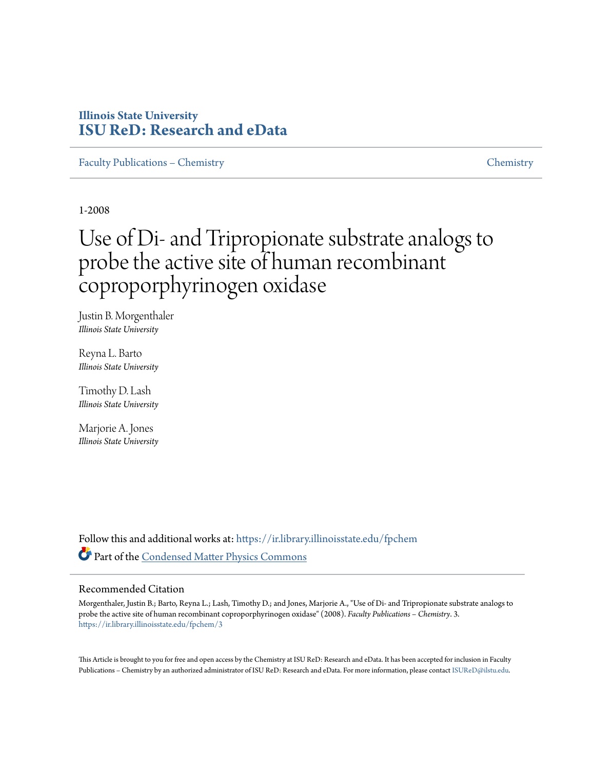Illinois State University

**ISU ReD: Research and eData**

Faculty Publications – Chemistry | Chemistry

1-2008

# Use of Di- and Tripropionate substrate analogs to probe the active site of human recombinant coproporphyrinogen oxidase

Justin B. Morgenthaler
*Illinois State University*

Reyna L. Barto
*Illinois State University*

Timothy D. Lash
*Illinois State University*

Marjorie A. Jones
*Illinois State University*

Follow this and additional works at: https://ir.library.illinoisstate.edu/fpchem

Part of the Condensed Matter Physics Commons

## Recommended Citation

Morgenthaler, Justin B.; Barto, Reyna L.; Lash, Timothy D.; and Jones, Marjorie A., "Use of Di- and Tripropionate substrate analogs to probe the active site of human recombinant coproporphyrinogen oxidase" (2008). *Faculty Publications – Chemistry*. 3.
https://ir.library.illinoisstate.edu/fpchem/3

This Article is brought to you for free and open access by the Chemistry at ISU ReD: Research and eData. It has been accepted for inclusion in Faculty Publications – Chemistry by an authorized administrator of ISU ReD: Research and eData. For more information, please contact ISUReD@ilstu.edu.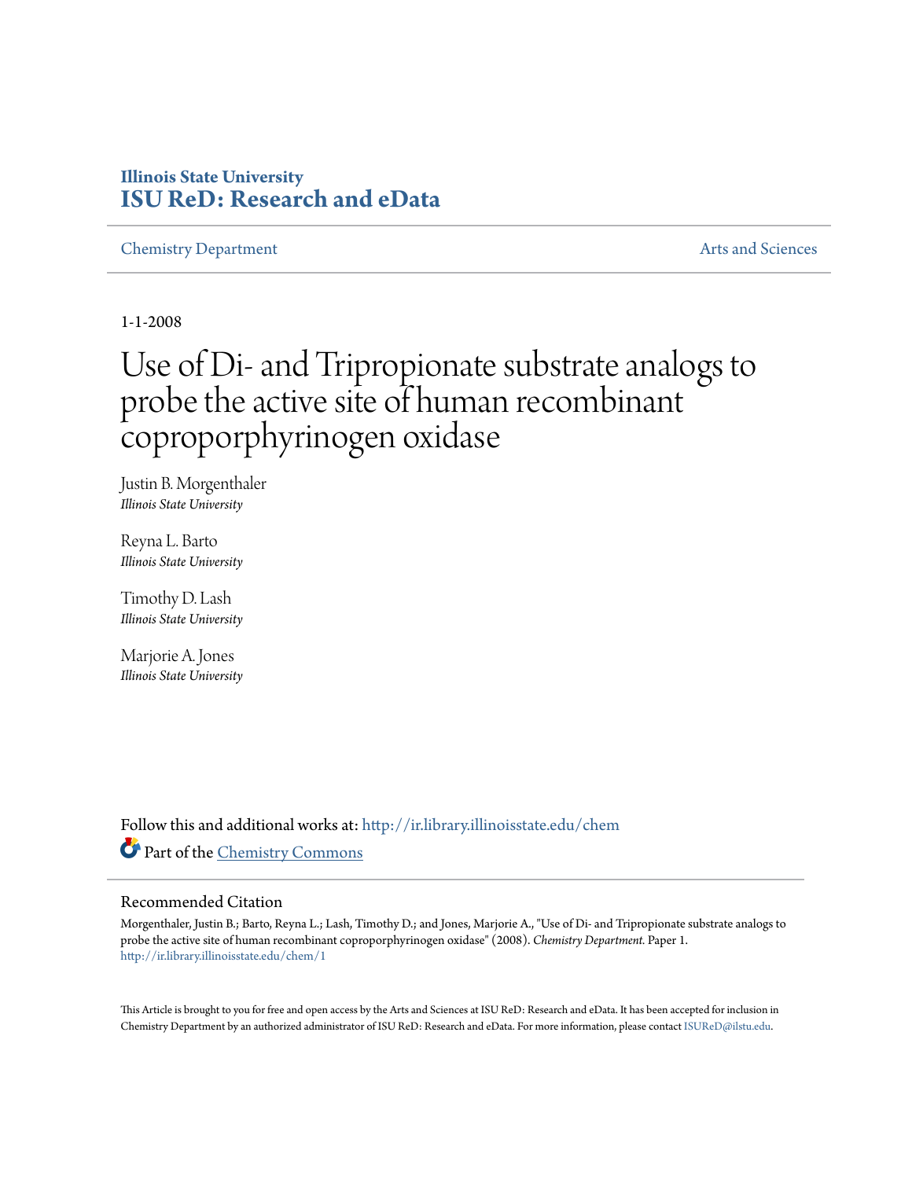**Illinois State University**
**ISU ReD: Research and eData**

Chemistry Department | Arts and Sciences

1-1-2008

# Use of Di- and Tripropionate substrate analogs to probe the active site of human recombinant coproporphyrinogen oxidase

Justin B. Morgenthaler
*Illinois State University*

Reyna L. Barto
*Illinois State University*

Timothy D. Lash
*Illinois State University*

Marjorie A. Jones
*Illinois State University*

Follow this and additional works at: http://ir.library.illinoisstate.edu/chem

Part of the Chemistry Commons

## Recommended Citation

Morgenthaler, Justin B.; Barto, Reyna L.; Lash, Timothy D.; and Jones, Marjorie A., "Use of Di- and Tripropionate substrate analogs to probe the active site of human recombinant coproporphyrinogen oxidase" (2008). *Chemistry Department.* Paper 1.
http://ir.library.illinoisstate.edu/chem/1

This Article is brought to you for free and open access by the Arts and Sciences at ISU ReD: Research and eData. It has been accepted for inclusion in Chemistry Department by an authorized administrator of ISU ReD: Research and eData. For more information, please contact ISUReD@ilstu.edu.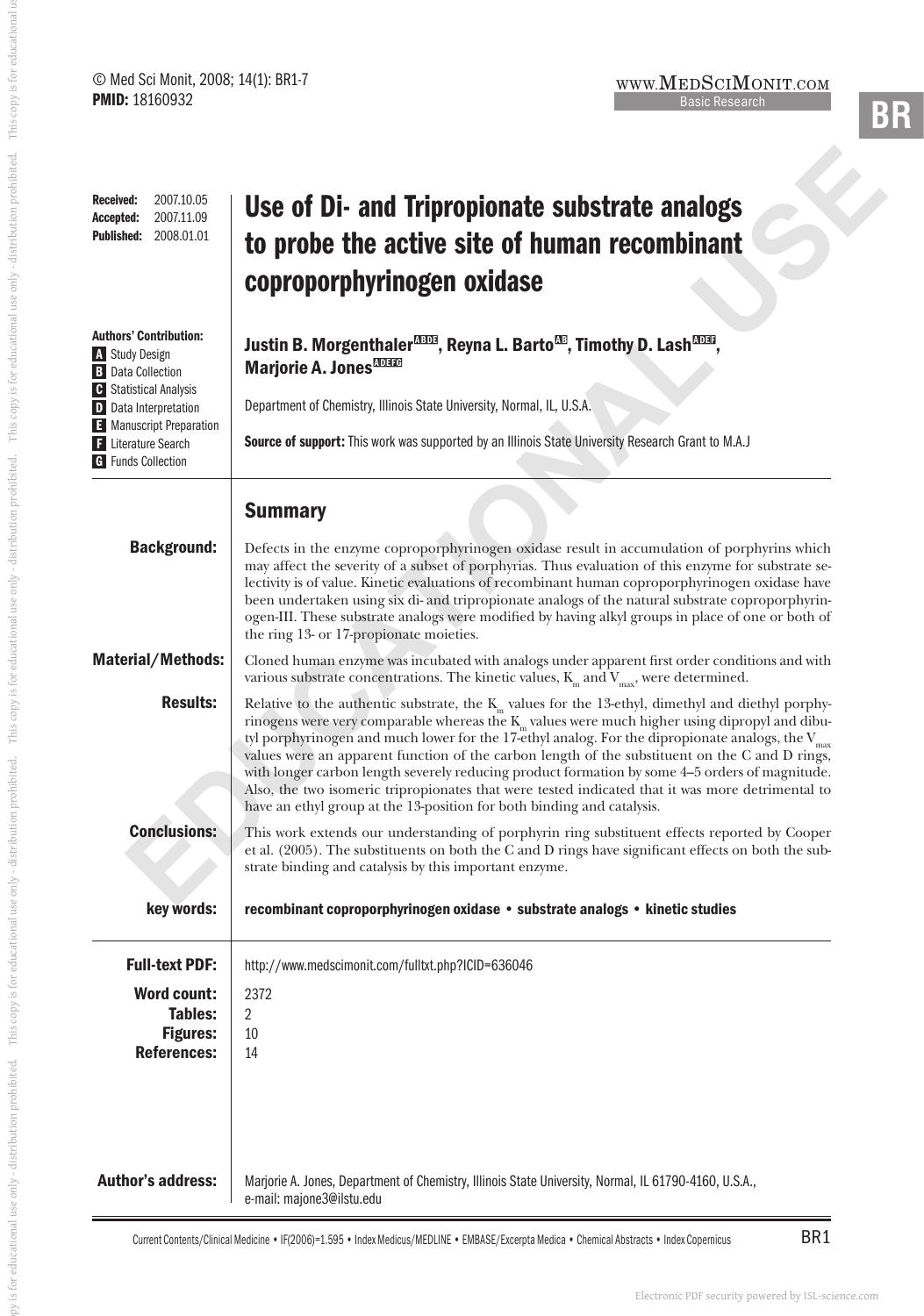# Use of Di- and Tripropionate substrate analogs to probe the active site of human recombinant coproporphyrinogen oxidase

**Received:** 2007.10.05
**Accepted:** 2007.11.09
**Published:** 2008.01.01

**Authors' Contribution:**
**A** Study Design
**B** Data Collection
**C** Statistical Analysis
**D** Data Interpretation
**E** Manuscript Preparation
**F** Literature Search
**G** Funds Collection

**Justin B. Morgenthaler**[ABDE], **Reyna L. Barto**[AB], **Timothy D. Lash**[ADEF], **Marjorie A. Jones**[ADEFG]

Department of Chemistry, Illinois State University, Normal, IL, U.S.A.

**Source of support:** This work was supported by an Illinois State University Research Grant to M.A.J

## Summary

**Background:** Defects in the enzyme coproporphyrinogen oxidase result in accumulation of porphyrins which may affect the severity of a subset of porphyrias. Thus evaluation of this enzyme for substrate selectivity is of value. Kinetic evaluations of recombinant human coproporphyrinogen oxidase have been undertaken using six di- and tripropionate analogs of the natural substrate coproporphyrinogen-III. These substrate analogs were modified by having alkyl groups in place of one or both of the ring 13- or 17-propionate moieties.

**Material/Methods:** Cloned human enzyme was incubated with analogs under apparent first order conditions and with various substrate concentrations. The kinetic values, $K_m$ and $V_{max}$, were determined.

**Results:** Relative to the authentic substrate, the $K_m$ values for the 13-ethyl, dimethyl and diethyl porphyrinogens were very comparable whereas the $K_m$ values were much higher using dipropyl and dibutyl porphyrinogen and much lower for the 17-ethyl analog. For the dipropionate analogs, the $V_{max}$ values were an apparent function of the carbon length of the substituent on the C and D rings, with longer carbon length severely reducing product formation by some 4–5 orders of magnitude. Also, the two isomeric tripropionates that were tested indicated that it was more detrimental to have an ethyl group at the 13-position for both binding and catalysis.

**Conclusions:** This work extends our understanding of porphyrin ring substituent effects reported by Cooper et al. (2005). The substituents on both the C and D rings have significant effects on both the substrate binding and catalysis by this important enzyme.

**key words:** recombinant coproporphyrinogen oxidase • substrate analogs • kinetic studies

**Full-text PDF:** http://www.medscimonit.com/fulltxt.php?ICID=636046

**Word count:** 2372
**Tables:** 2
**Figures:** 10
**References:** 14

**Author's address:** Marjorie A. Jones, Department of Chemistry, Illinois State University, Normal, IL 61790-4160, U.S.A., e-mail: majone3@ilstu.edu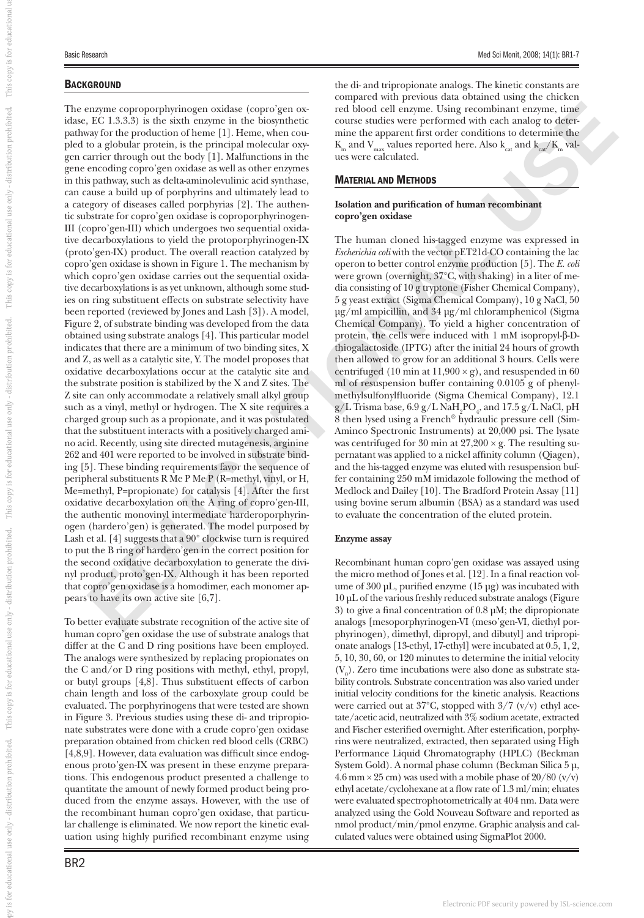## BACKGROUND

The enzyme coproporphyrinogen oxidase (copro'gen oxidase, EC 1.3.3.3) is the sixth enzyme in the biosynthetic pathway for the production of heme [1]. Heme, when coupled to a globular protein, is the principal molecular oxygen carrier through out the body [1]. Malfunctions in the gene encoding copro'gen oxidase as well as other enzymes in this pathway, such as delta-aminolevulinic acid synthase, can cause a build up of porphyrins and ultimately lead to a category of diseases called porphyrias [2]. The authentic substrate for copro'gen oxidase is coproporphyrinogen-III (copro'gen-III) which undergoes two sequential oxidative decarboxylations to yield the protoporphyrinogen-IX (proto'gen-IX) product. The overall reaction catalyzed by copro'gen oxidase is shown in Figure 1. The mechanism by which copro'gen oxidase carries out the sequential oxidative decarboxylations is as yet unknown, although some studies on ring substituent effects on substrate selectivity have been reported (reviewed by Jones and Lash [3]). A model, Figure 2, of substrate binding was developed from the data obtained using substrate analogs [4]. This particular model indicates that there are a minimum of two binding sites, X and Z, as well as a catalytic site, Y. The model proposes that oxidative decarboxylations occur at the catalytic site and the substrate position is stabilized by the X and Z sites. The Z site can only accommodate a relatively small alkyl group such as a vinyl, methyl or hydrogen. The X site requires a charged group such as a propionate, and it was postulated that the substituent interacts with a positively charged amino acid. Recently, using site directed mutagenesis, arginine 262 and 401 were reported to be involved in substrate binding [5]. These binding requirements favor the sequence of peripheral substituents R Me P Me P (R=methyl, vinyl, or H, Me=methyl, P=propionate) for catalysis [4]. After the first oxidative decarboxylation on the A ring of copro'gen-III, the authentic monovinyl intermediate harderoporphyrinogen (hardero'gen) is generated. The model purposed by Lash et al. [4] suggests that a 90° clockwise turn is required to put the B ring of hardero'gen in the correct position for the second oxidative decarboxylation to generate the divinyl product, proto'gen-IX. Although it has been reported that copro'gen oxidase is a homodimer, each monomer appears to have its own active site [6,7].

To better evaluate substrate recognition of the active site of human copro'gen oxidase the use of substrate analogs that differ at the C and D ring positions have been employed. The analogs were synthesized by replacing propionates on the C and/or D ring positions with methyl, ethyl, propyl, or butyl groups [4,8]. Thus substituent effects of carbon chain length and loss of the carboxylate group could be evaluated. The porphyrinogens that were tested are shown in Figure 3. Previous studies using these di- and tripropionate substrates were done with a crude copro'gen oxidase preparation obtained from chicken red blood cells (CRBC) [4,8,9]. However, data evaluation was difficult since endogenous proto'gen-IX was present in these enzyme preparations. This endogenous product presented a challenge to quantitate the amount of newly formed product being produced from the enzyme assays. However, with the use of the recombinant human copro'gen oxidase, that particular challenge is eliminated. We now report the kinetic evaluation using highly purified recombinant enzyme using the di- and tripropionate analogs. The kinetic constants are compared with previous data obtained using the chicken red blood cell enzyme. Using recombinant enzyme, time course studies were performed with each analog to determine the apparent first order conditions to determine the $K_m$ and $V_{max}$ values reported here. Also $k_{cat}$ and $k_{cat}/K_m$ values were calculated.

## MATERIAL AND METHODS

### Isolation and purification of human recombinant copro'gen oxidase

The human cloned his-tagged enzyme was expressed in *Escherichia coli* with the vector pET21d-CO containing the lac operon to better control enzyme production [5]. The *E. coli* were grown (overnight, 37°C, with shaking) in a liter of media consisting of 10 g tryptone (Fisher Chemical Company), 5 g yeast extract (Sigma Chemical Company), 10 g NaCl, 50 μg/ml ampicillin, and 34 μg/ml chloramphenicol (Sigma Chemical Company). To yield a higher concentration of protein, the cells were induced with 1 mM isopropyl-β-D-thiogalactoside (IPTG) after the initial 24 hours of growth then allowed to grow for an additional 3 hours. Cells were centrifuged (10 min at 11,900 × g), and resuspended in 60 ml of resuspension buffer containing 0.0105 g of phenylmethylsulfonylfluoride (Sigma Chemical Company), 12.1 g/L Trisma base, 6.9 g/L $NaH_2PO_4$, and 17.5 g/L NaCl, pH 8 then lysed using a French® hydraulic pressure cell (Sim-Aminco Spectronic Instruments) at 20,000 psi. The lysate was centrifuged for 30 min at 27,200 × g. The resulting supernatant was applied to a nickel affinity column (Qiagen), and the his-tagged enzyme was eluted with resuspension buffer containing 250 mM imidazole following the method of Medlock and Dailey [10]. The Bradford Protein Assay [11] using bovine serum albumin (BSA) as a standard was used to evaluate the concentration of the eluted protein.

### Enzyme assay

Recombinant human copro'gen oxidase was assayed using the micro method of Jones et al. [12]. In a final reaction volume of 300 μL, purified enzyme (15 μg) was incubated with 10 μL of the various freshly reduced substrate analogs (Figure 3) to give a final concentration of 0.8 μM; the dipropionate analogs [mesoporphyrinogen-VI (meso'gen-VI, diethyl porphyrinogen), dimethyl, dipropyl, and dibutyl] and tripropionate analogs [13-ethyl, 17-ethyl] were incubated at 0.5, 1, 2, 5, 10, 30, 60, or 120 minutes to determine the initial velocity ($V_0$). Zero time incubations were also done as substrate stability controls. Substrate concentration was also varied under initial velocity conditions for the kinetic analysis. Reactions were carried out at 37°C, stopped with 3/7 (v/v) ethyl acetate/acetic acid, neutralized with 3% sodium acetate, extracted and Fischer esterified overnight. After esterification, porphyrins were neutralized, extracted, then separated using High Performance Liquid Chromatography (HPLC) (Beckman System Gold). A normal phase column (Beckman Silica 5 μ, 4.6 mm × 25 cm) was used with a mobile phase of 20/80 (v/v) ethyl acetate/cyclohexane at a flow rate of 1.3 ml/min; eluates were evaluated spectrophotometrically at 404 nm. Data were analyzed using the Gold Nouveau Software and reported as nmol product/min/pmol enzyme. Graphic analysis and calculated values were obtained using SigmaPlot 2000.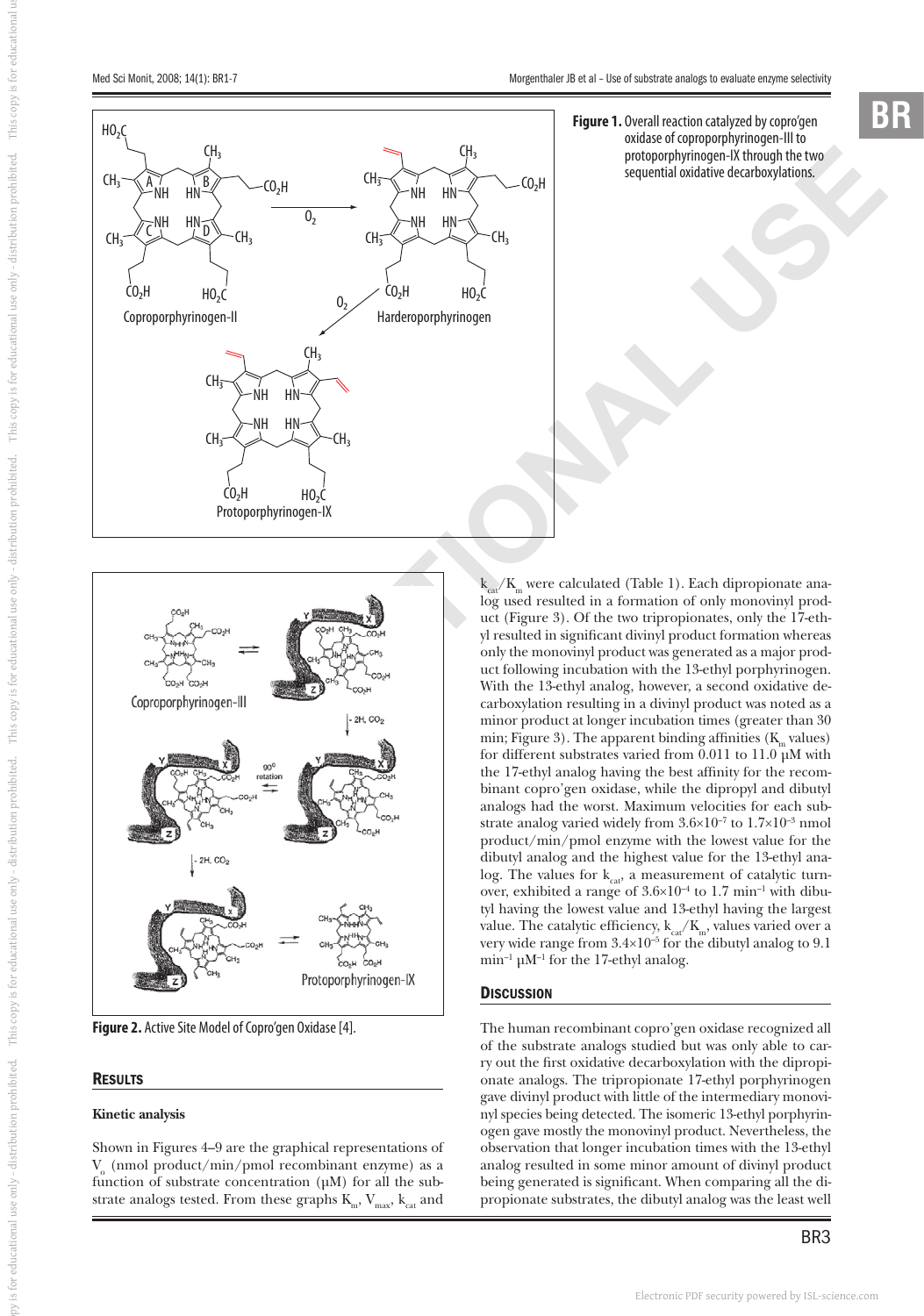**Figure 1.** Overall reaction catalyzed by copro'gen oxidase of coproporphyrinogen-III to protoporphyrinogen-IX through the two sequential oxidative decarboxylations.

**Figure 2.** Active Site Model of Copro'gen Oxidase [4].

## Results

### Kinetic analysis

Shown in Figures 4–9 are the graphical representations of $V_o$ (nmol product/min/pmol recombinant enzyme) as a function of substrate concentration (μM) for all the substrate analogs tested. From these graphs $K_m$, $V_{max}$, $k_{cat}$ and $k_{cat}/K_m$ were calculated (Table 1). Each dipropionate analog used resulted in a formation of only monovinyl product (Figure 3). Of the two tripropionates, only the 17-ethyl resulted in significant divinyl product formation whereas only the monovinyl product was generated as a major product following incubation with the 13-ethyl porphyrinogen. With the 13-ethyl analog, however, a second oxidative decarboxylation resulting in a divinyl product was noted as a minor product at longer incubation times (greater than 30 min; Figure 3). The apparent binding affinities ($K_m$ values) for different substrates varied from 0.011 to 11.0 μM with the 17-ethyl analog having the best affinity for the recombinant copro'gen oxidase, while the dipropyl and dibutyl analogs had the worst. Maximum velocities for each substrate analog varied widely from $3.6\times10^{-7}$ to $1.7\times10^{-3}$ nmol product/min/pmol enzyme with the lowest value for the dibutyl analog and the highest value for the 13-ethyl analog. The values for $k_{cat}$, a measurement of catalytic turnover, exhibited a range of $3.6\times10^{-4}$ to 1.7 $min^{-1}$ with dibutyl having the lowest value and 13-ethyl having the largest value. The catalytic efficiency, $k_{cat}/K_m$ values varied over a very wide range from $3.4\times10^{-5}$ for the dibutyl analog to 9.1 $min^{-1}$ $\mu M^{-1}$ for the 17-ethyl analog.

## Discussion

The human recombinant copro'gen oxidase recognized all of the substrate analogs studied but was only able to carry out the first oxidative decarboxylation with the dipropionate analogs. The tripropionate 17-ethyl porphyrinogen gave divinyl product with little of the intermediary monovinyl species being detected. The isomeric 13-ethyl porphyrinogen gave mostly the monovinyl product. Nevertheless, the observation that longer incubation times with the 13-ethyl analog resulted in some minor amount of divinyl product being generated is significant. When comparing all the dipropionate substrates, the dibutyl analog was the least well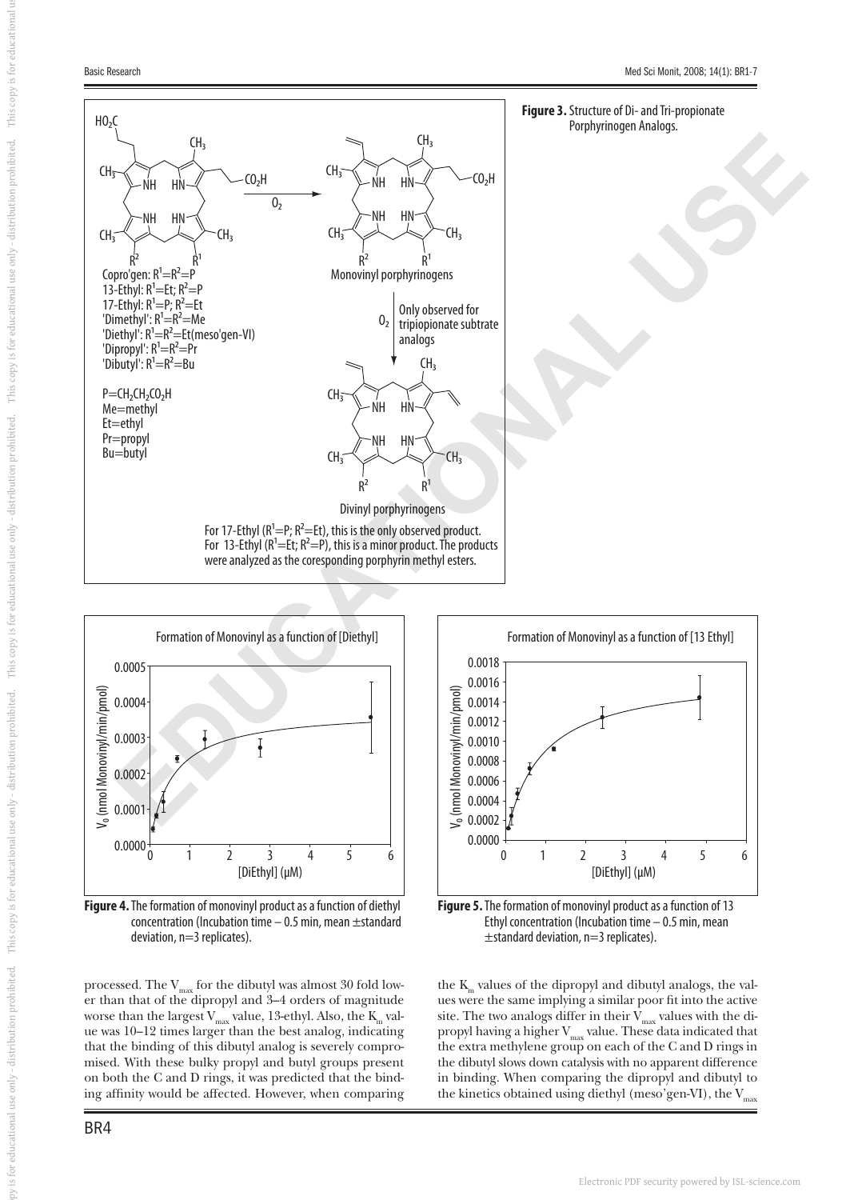**Figure 3.** Structure of Di- and Tri-propionate Porphyrinogen Analogs.

**Figure 4.** The formation of monovinyl product as a function of diethyl concentration (Incubation time – 0.5 min, mean ±standard deviation, n=3 replicates).

**Figure 5.** The formation of monovinyl product as a function of 13 Ethyl concentration (Incubation time – 0.5 min, mean ±standard deviation, n=3 replicates).

processed. The $V_{max}$ for the dibutyl was almost 30 fold lower than that of the dipropyl and 3–4 orders of magnitude worse than the largest $V_{max}$ value, 13-ethyl. Also, the $K_m$ value was 10–12 times larger than the best analog, indicating that the binding of this dibutyl analog is severely compromised. With these bulky propyl and butyl groups present on both the C and D rings, it was predicted that the binding affinity would be affected. However, when comparing the $K_m$ values of the dipropyl and dibutyl analogs, the values were the same implying a similar poor fit into the active site. The two analogs differ in their $V_{max}$ values with the dipropyl having a higher $V_{max}$ value. These data indicated that the extra methylene group on each of the C and D rings in the dibutyl slows down catalysis with no apparent difference in binding. When comparing the dipropyl and dibutyl to the kinetics obtained using diethyl (meso'gen-VI), the $V_{max}$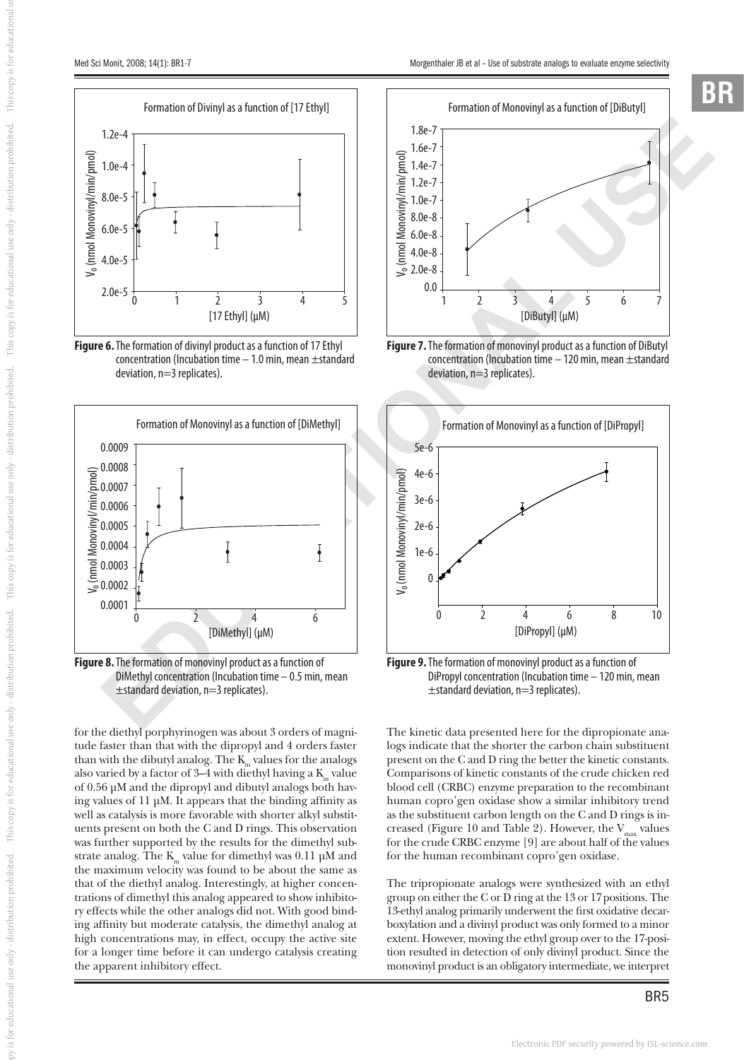**Figure 6.** The formation of divinyl product as a function of 17 Ethyl concentration (Incubation time – 1.0 min, mean ±standard deviation, n=3 replicates).

**Figure 7.** The formation of monovinyl product as a function of DiButyl concentration (Incubation time – 120 min, mean ±standard deviation, n=3 replicates).

**Figure 8.** The formation of monovinyl product as a function of DiMethyl concentration (Incubation time – 0.5 min, mean ±standard deviation, n=3 replicates).

**Figure 9.** The formation of monovinyl product as a function of DiPropyl concentration (Incubation time – 120 min, mean ±standard deviation, n=3 replicates).

for the diethyl porphyrinogen was about 3 orders of magnitude faster than that with the dipropyl and 4 orders faster than with the dibutyl analog. The $K_m$ values for the analogs also varied by a factor of 3–4 with diethyl having a $K_m$ value of 0.56 µM and the dipropyl and dibutyl analogs both having values of 11 µM. It appears that the binding affinity as well as catalysis is more favorable with shorter alkyl substituents present on both the C and D rings. This observation was further supported by the results for the dimethyl substrate analog. The $K_m$ value for dimethyl was 0.11 µM and the maximum velocity was found to be about the same as that of the diethyl analog. Interestingly, at higher concentrations of dimethyl this analog appeared to show inhibitory effects while the other analogs did not. With good binding affinity but moderate catalysis, the dimethyl analog at high concentrations may, in effect, occupy the active site for a longer time before it can undergo catalysis creating the apparent inhibitory effect.

The kinetic data presented here for the dipropionate analogs indicate that the shorter the carbon chain substituent present on the C and D ring the better the kinetic constants. Comparisons of kinetic constants of the crude chicken red blood cell (CRBC) enzyme preparation to the recombinant human copro'gen oxidase show a similar inhibitory trend as the substituent carbon length on the C and D rings is increased (Figure 10 and Table 2). However, the $V_{max}$ values for the crude CRBC enzyme [9] are about half of the values for the human recombinant copro'gen oxidase.

The tripropionate analogs were synthesized with an ethyl group on either the C or D ring at the 13 or 17 positions. The 13-ethyl analog primarily underwent the first oxidative decarboxylation and a divinyl product was only formed to a minor extent. However, moving the ethyl group over to the 17-position resulted in detection of only divinyl product. Since the monovinyl product is an obligatory intermediate, we interpret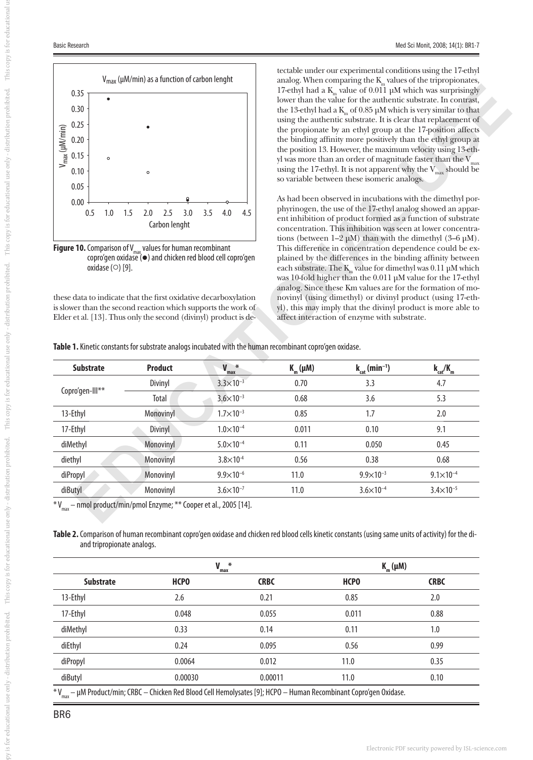Figure 10. Comparison of $V_{max}$ values for human recombinant copro'gen oxidase (●) and chicken red blood cell copro'gen oxidase (○) [9].

these data to indicate that the first oxidative decarboxylation is slower than the second reaction which supports the work of Elder et al. [13]. Thus only the second (divinyl) product is detectable under our experimental conditions using the 17-ethyl analog. When comparing the $K_m$ values of the tripropionates, 17-ethyl had a $K_m$ value of 0.011 μM which was surprisingly lower than the value for the authentic substrate. In contrast, the 13-ethyl had a $K_m$ of 0.85 μM which is very similar to that using the authentic substrate. It is clear that replacement of the propionate by an ethyl group at the 17-position affects the binding affinity more positively than the ethyl group at the position 13. However, the maximum velocity using 13-ethyl was more than an order of magnitude faster than the $V_{max}$ using the 17-ethyl. It is not apparent why the $V_{max}$ should be so variable between these isomeric analogs.

As had been observed in incubations with the dimethyl porphyrinogen, the use of the 17-ethyl analog showed an apparent inhibition of product formed as a function of substrate concentration. This inhibition was seen at lower concentrations (between 1–2 μM) than with the dimethyl (3–6 μM). This difference in concentration dependence could be explained by the differences in the binding affinity between each substrate. The $K_m$ value for dimethyl was 0.11 μM which was 10-fold higher than the 0.011 μM value for the 17-ethyl analog. Since these Km values are for the formation of monovinyl (using dimethyl) or divinyl product (using 17-ethyl), this may imply that the divinyl product is more able to affect interaction of enzyme with substrate.

**Table 1.** Kinetic constants for substrate analogs incubated with the human recombinant copro'gen oxidase.

| Substrate | Product | $V_{max}$* | $K_m$ (μM) | $k_{cat}$ ($min^{-1}$) | $k_{cat}/K_m$ |
|---|---|---|---|---|---|
| Copro'gen-III** | Divinyl | $3.3\times10^{-3}$ | 0.70 | 3.3 | 4.7 |
| | Total | $3.6\times10^{-3}$ | 0.68 | 3.6 | 5.3 |
| 13-Ethyl | Monovinyl | $1.7\times10^{-3}$ | 0.85 | 1.7 | 2.0 |
| 17-Ethyl | Divinyl | $1.0\times10^{-4}$ | 0.011 | 0.10 | 9.1 |
| diMethyl | Monovinyl | $5.0\times10^{-4}$ | 0.11 | 0.050 | 0.45 |
| diethyl | Monovinyl | $3.8\times10^{-4}$ | 0.56 | 0.38 | 0.68 |
| diPropyl | Monovinyl | $9.9\times10^{-6}$ | 11.0 | $9.9\times10^{-3}$ | $9.1\times10^{-4}$ |
| diButyl | Monovinyl | $3.6\times10^{-7}$ | 11.0 | $3.6\times10^{-4}$ | $3.4\times10^{-5}$ |

* $V_{max}$ – nmol product/min/pmol Enzyme; ** Cooper et al., 2005 [14].

**Table 2.** Comparison of human recombinant copro'gen oxidase and chicken red blood cells kinetic constants (using same units of activity) for the di- and tripropionate analogs.

| | $V_{max}$* | | $K_m$ (μM) | |
|---|---|---|---|---|
| **Substrate** | **HCPO** | **CRBC** | **HCPO** | **CRBC** |
| 13-Ethyl | 2.6 | 0.21 | 0.85 | 2.0 |
| 17-Ethyl | 0.048 | 0.055 | 0.011 | 0.88 |
| diMethyl | 0.33 | 0.14 | 0.11 | 1.0 |
| diEthyl | 0.24 | 0.095 | 0.56 | 0.99 |
| diPropyl | 0.0064 | 0.012 | 11.0 | 0.35 |
| diButyl | 0.00030 | 0.00011 | 11.0 | 0.10 |

* $V_{max}$ – μM Product/min; CRBC – Chicken Red Blood Cell Hemolysates [9]; HCPO – Human Recombinant Copro'gen Oxidase.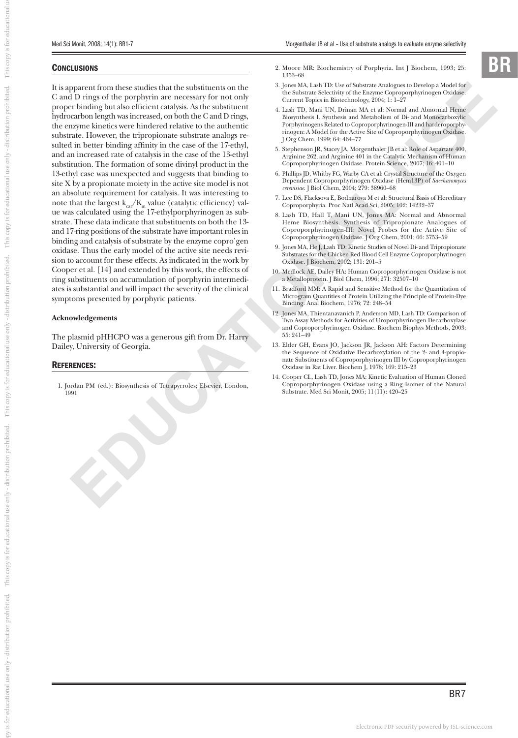## Conclusions

It is apparent from these studies that the substituents on the C and D rings of the porphyrin are necessary for not only proper binding but also efficient catalysis. As the substituent hydrocarbon length was increased, on both the C and D rings, the enzyme kinetics were hindered relative to the authentic substrate. However, the tripropionate substrate analogs resulted in better binding affinity in the case of the 17-ethyl, and an increased rate of catalysis in the case of the 13-ethyl substitution. The formation of some divinyl product in the 13-ethyl case was unexpected and suggests that binding to site X by a propionate moiety in the active site model is not an absolute requirement for catalysis. It was interesting to note that the largest $k_{cat}/K_m$ value (catalytic efficiency) value was calculated using the 17-ethylporphyrinogen as substrate. These data indicate that substituents on both the 13- and 17-ring positions of the substrate have important roles in binding and catalysis of substrate by the enzyme copro'gen oxidase. Thus the early model of the active site needs revision to account for these effects. As indicated in the work by Cooper et al. [14] and extended by this work, the effects of ring substituents on accumulation of porphyrin intermediates is substantial and will impact the severity of the clinical symptoms presented by porphyric patients.

### Acknowledgements

The plasmid pHHCPO was a generous gift from Dr. Harry Dailey, University of Georgia.

## References:

1. Jordan PM (ed.): Biosynthesis of Tetrapyrroles; Elsevier, London, 1991
2. Moore MR: Biochemistry of Porphyria. Int J Biochem, 1993; 25: 1353–68
3. Jones MA, Lash TD: Use of Substrate Analogues to Develop a Model for the Substrate Selectivity of the Enzyme Coproporphyrinogen Oxidase. Current Topics in Biotechnology, 2004; 1: 1–27
4. Lash TD, Mani UN, Drinan MA et al: Normal and Abnormal Heme Biosynthesis I. Synthesis and Metabolism of Di- and Monocarboxylic Porphyrinogens Related to Coproporphyrinogen-III and harderoporphyrinogen: A Model for the Active Site of Coproporphyrinogen Oxidase. J Org Chem, 1999; 64: 464–77
5. Stephenson JR, Stacey JA, Morgenthaler JB et al: Role of Aspartate 400, Arginine 262, and Arginine 401 in the Catalytic Mechanism of Human Coproporphyrinogen Oxidase. Protein Science, 2007; 16: 401–10
6. Phillips JD, Whitby FG, Warby CA et al: Crystal Structure of the Oxygen Dependent Coproporphyrinogen Oxidase (Hem13P) of *Saccharomyces cerevisiae*. J Biol Chem, 2004; 279: 38960–68
7. Lee DS, Flacksova E, Bodnarova M et al: Structural Basis of Hereditary Coproporphyria. Proc Natl Acad Sci, 2005; 102: 14232–37
8. Lash TD, Hall T, Mani UN, Jones MA: Normal and Abnormal Heme Biosynthesis. Synthesis of Tripropionate Analogues of Coproporphyrinogen-III: Novel Probes for the Active Site of Coproporphyrinogen Oxidase. J Org Chem, 2001; 66: 3753–59
9. Jones MA, He J, Lash TD: Kinetic Studies of Novel Di- and Tripropionate Substrates for the Chicken Red Blood Cell Enzyme Coproporphyrinogen Oxidase. J Biochem, 2002; 131: 201–5
10. Medlock AE, Dailey HA: Human Coproporphyrinogen Oxidase is not a Metalloprotein. J Biol Chem, 1996; 271: 32507–10
11. Bradford MM: A Rapid and Sensitive Method for the Quantitation of Microgram Quantities of Protein Utilizing the Principle of Protein-Dye Binding. Anal Biochem, 1976; 72: 248–54
12. Jones MA, Thientanavanich P, Anderson MD, Lash TD: Comparison of Two Assay Methods for Activities of Uroporphyrinogen Decarboxylase and Coproporphyrinogen Oxidase. Biochem Biophys Methods, 2003; 55: 241–49
13. Elder GH, Evans JO, Jackson JR, Jackson AH: Factors Determining the Sequence of Oxidative Decarboxylation of the 2- and 4-propionate Substituents of Coproporphyrinogen III by Coproporphyrinogen Oxidase in Rat Liver. Biochem J, 1978; 169: 215–23
14. Cooper CL, Lash TD, Jones MA: Kinetic Evaluation of Human Cloned Coproporphyrinogen Oxidase using a Ring Isomer of the Natural Substrate. Med Sci Monit, 2005; 11(11): 420–25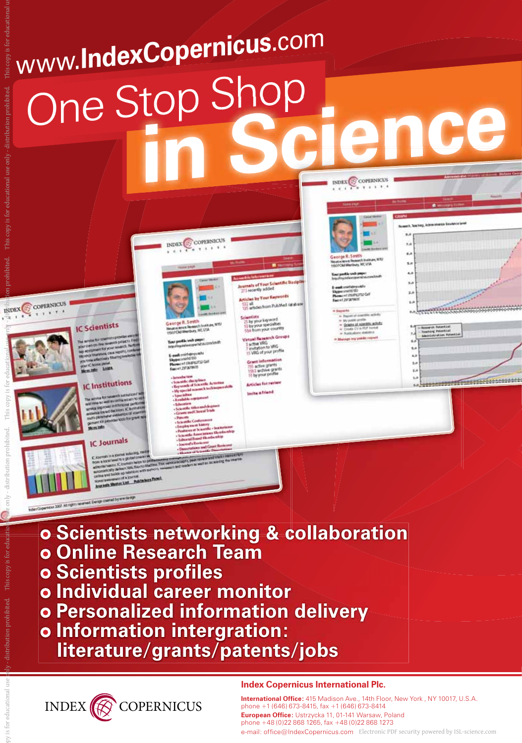www.IndexCopernicus.com

# One Stop Shop in Science

- Scientists networking & collaboration
- Online Research Team
- Scientists profiles
- Individual career monitor
- Personalized information delivery
- Information intergration: literature/grants/patents/jobs

INDEX COPERNICUS

**Index Copernicus International Plc.**

**International Office:** 415 Madison Ave., 14th Floor, New York , NY 10017, U.S.A.
phone +1 (646) 673-8415, fax +1 (646) 673-8414

**European Office:** Ustrzycka 11, 01-141 Warsaw, Poland
phone +48 (0)22 868 1265, fax +48 (0)22 868 1273

e-mail: office@IndexCopernicus.com